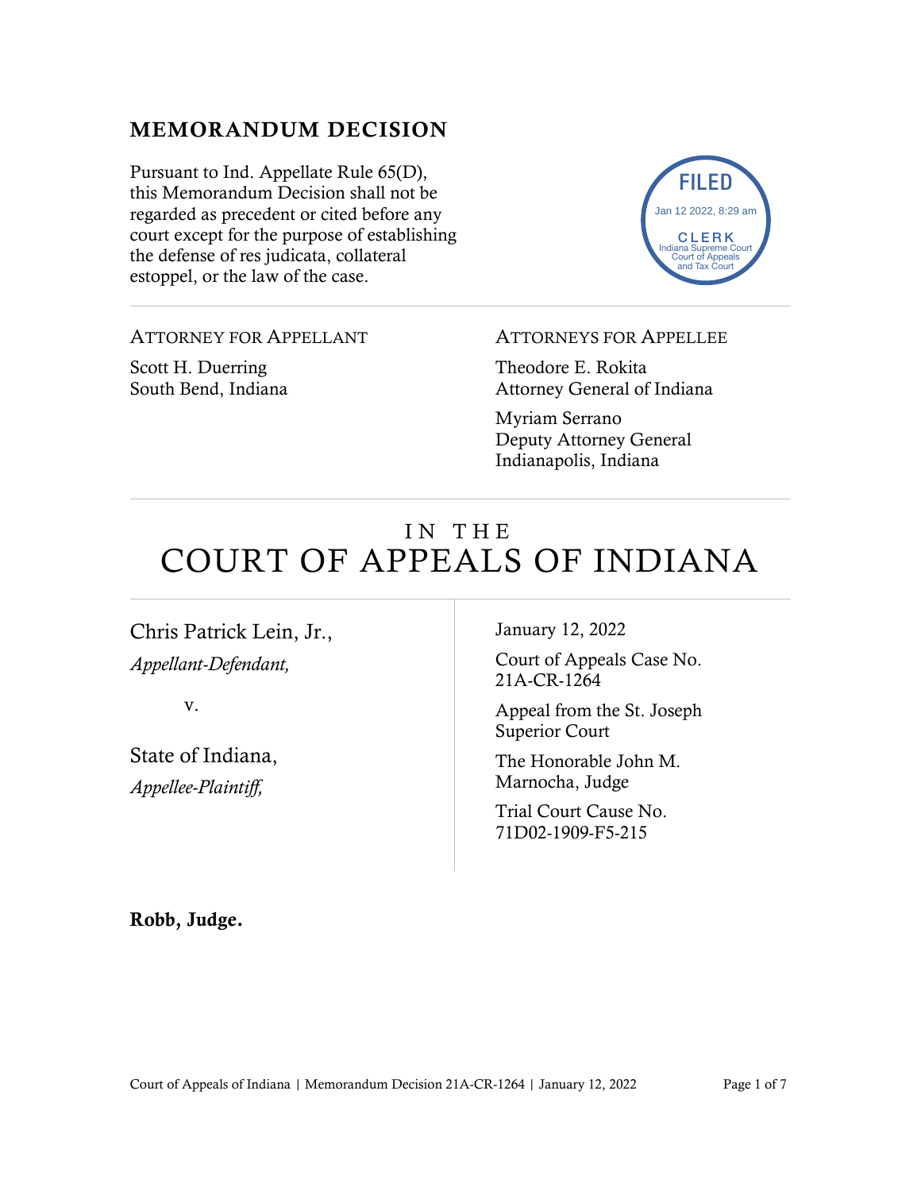## MEMORANDUM DECISION

Pursuant to Ind. Appellate Rule 65(D), this Memorandum Decision shall not be regarded as precedent or cited before any court except for the purpose of establishing the defense of res judicata, collateral estoppel, or the law of the case.

FILED
Jan 12 2022, 8:29 am
CLERK
Indiana Supreme Court
Court of Appeals
and Tax Court

---

ATTORNEY FOR APPELLANT

Scott H. Duerring
South Bend, Indiana

ATTORNEYS FOR APPELLEE

Theodore E. Rokita
Attorney General of Indiana

Myriam Serrano
Deputy Attorney General
Indianapolis, Indiana

---

# IN THE COURT OF APPEALS OF INDIANA

---

Chris Patrick Lein, Jr.,
*Appellant-Defendant,*

v.

State of Indiana,
*Appellee-Plaintiff,*

January 12, 2022

Court of Appeals Case No. 21A-CR-1264

Appeal from the St. Joseph Superior Court

The Honorable John M. Marnocha, Judge

Trial Court Cause No. 71D02-1909-F5-215

**Robb, Judge.**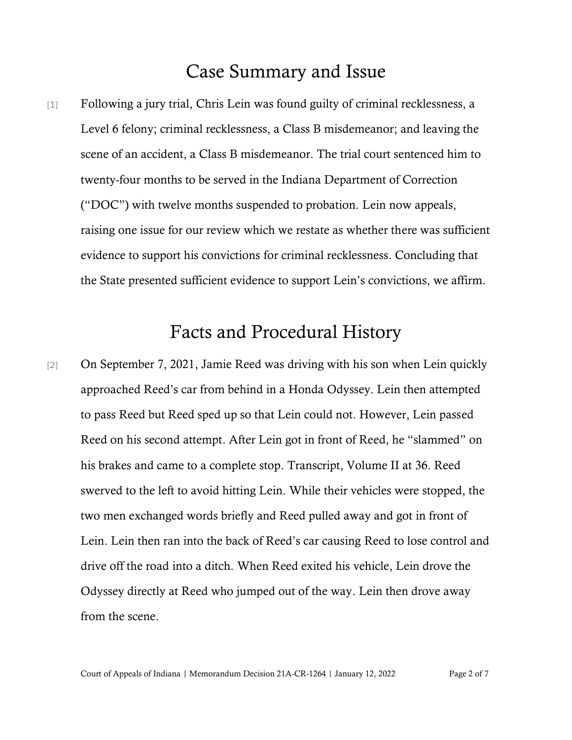## Case Summary and Issue

[1] Following a jury trial, Chris Lein was found guilty of criminal recklessness, a Level 6 felony; criminal recklessness, a Class B misdemeanor; and leaving the scene of an accident, a Class B misdemeanor. The trial court sentenced him to twenty-four months to be served in the Indiana Department of Correction ("DOC") with twelve months suspended to probation. Lein now appeals, raising one issue for our review which we restate as whether there was sufficient evidence to support his convictions for criminal recklessness. Concluding that the State presented sufficient evidence to support Lein's convictions, we affirm.

## Facts and Procedural History

[2] On September 7, 2021, Jamie Reed was driving with his son when Lein quickly approached Reed's car from behind in a Honda Odyssey. Lein then attempted to pass Reed but Reed sped up so that Lein could not. However, Lein passed Reed on his second attempt. After Lein got in front of Reed, he "slammed" on his brakes and came to a complete stop. Transcript, Volume II at 36. Reed swerved to the left to avoid hitting Lein. While their vehicles were stopped, the two men exchanged words briefly and Reed pulled away and got in front of Lein. Lein then ran into the back of Reed's car causing Reed to lose control and drive off the road into a ditch. When Reed exited his vehicle, Lein drove the Odyssey directly at Reed who jumped out of the way. Lein then drove away from the scene.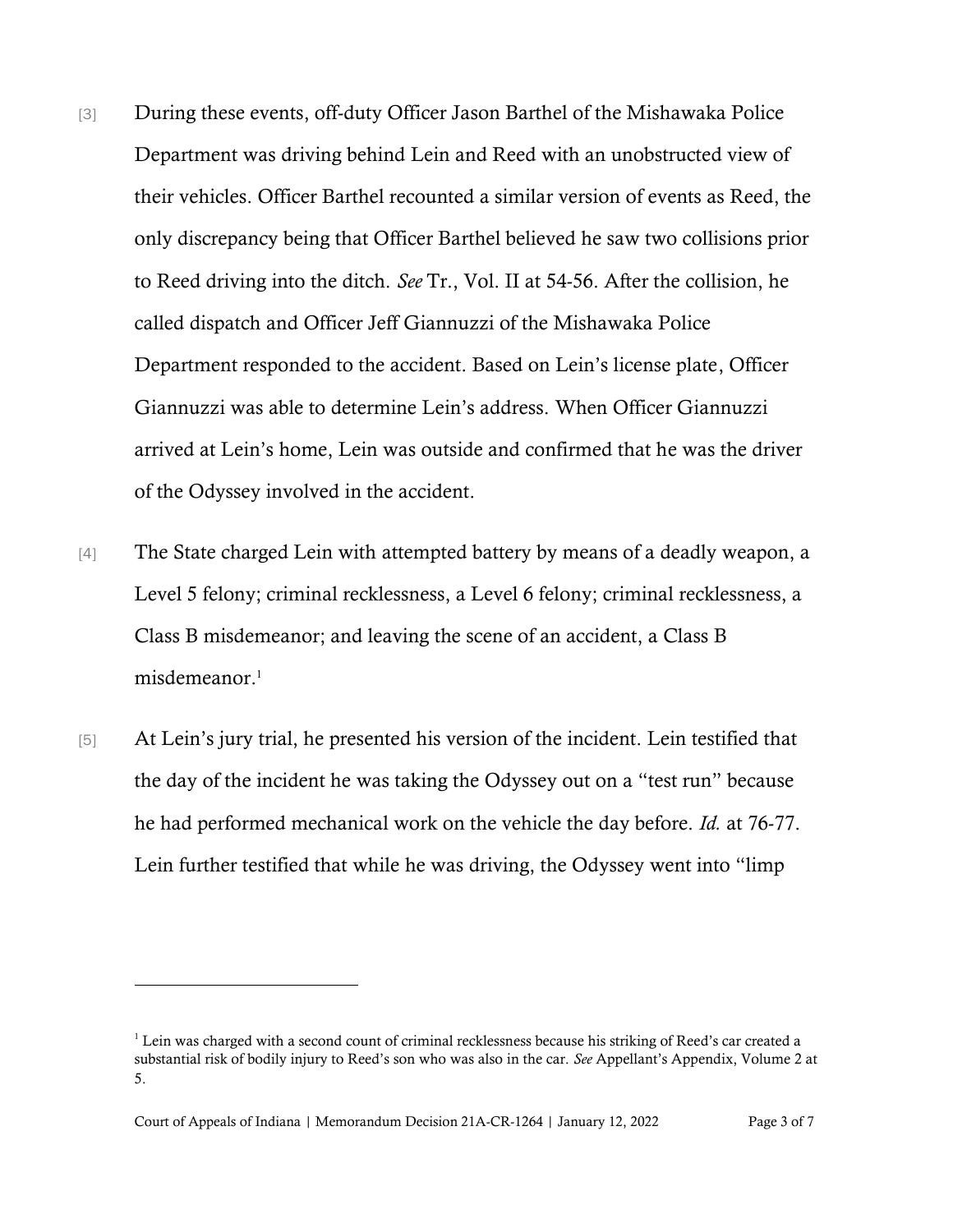[3] During these events, off-duty Officer Jason Barthel of the Mishawaka Police Department was driving behind Lein and Reed with an unobstructed view of their vehicles. Officer Barthel recounted a similar version of events as Reed, the only discrepancy being that Officer Barthel believed he saw two collisions prior to Reed driving into the ditch. *See* Tr., Vol. II at 54-56. After the collision, he called dispatch and Officer Jeff Giannuzzi of the Mishawaka Police Department responded to the accident. Based on Lein's license plate, Officer Giannuzzi was able to determine Lein's address. When Officer Giannuzzi arrived at Lein's home, Lein was outside and confirmed that he was the driver of the Odyssey involved in the accident.

[4] The State charged Lein with attempted battery by means of a deadly weapon, a Level 5 felony; criminal recklessness, a Level 6 felony; criminal recklessness, a Class B misdemeanor; and leaving the scene of an accident, a Class B misdemeanor.[1]

[5] At Lein's jury trial, he presented his version of the incident. Lein testified that the day of the incident he was taking the Odyssey out on a "test run" because he had performed mechanical work on the vehicle the day before. *Id.* at 76-77. Lein further testified that while he was driving, the Odyssey went into "limp

---

[1] Lein was charged with a second count of criminal recklessness because his striking of Reed's car created a substantial risk of bodily injury to Reed's son who was also in the car. *See* Appellant's Appendix, Volume 2 at 5.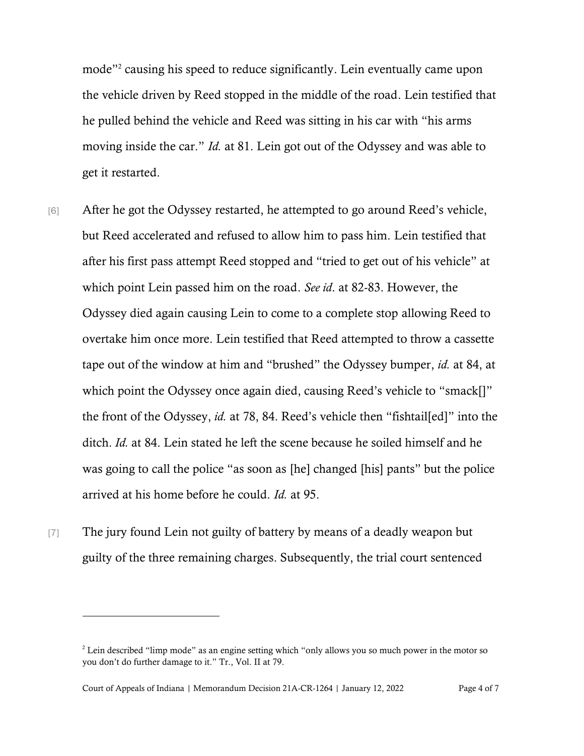mode"[2] causing his speed to reduce significantly. Lein eventually came upon the vehicle driven by Reed stopped in the middle of the road. Lein testified that he pulled behind the vehicle and Reed was sitting in his car with "his arms moving inside the car." *Id.* at 81. Lein got out of the Odyssey and was able to get it restarted.

[6] After he got the Odyssey restarted, he attempted to go around Reed's vehicle, but Reed accelerated and refused to allow him to pass him. Lein testified that after his first pass attempt Reed stopped and "tried to get out of his vehicle" at which point Lein passed him on the road. *See id*. at 82-83. However, the Odyssey died again causing Lein to come to a complete stop allowing Reed to overtake him once more. Lein testified that Reed attempted to throw a cassette tape out of the window at him and "brushed" the Odyssey bumper, *id.* at 84, at which point the Odyssey once again died, causing Reed's vehicle to "smack[]" the front of the Odyssey, *id.* at 78, 84. Reed's vehicle then "fishtail[ed]" into the ditch. *Id.* at 84. Lein stated he left the scene because he soiled himself and he was going to call the police "as soon as [he] changed [his] pants" but the police arrived at his home before he could. *Id.* at 95.

[7] The jury found Lein not guilty of battery by means of a deadly weapon but guilty of the three remaining charges. Subsequently, the trial court sentenced

---

[2] Lein described "limp mode" as an engine setting which "only allows you so much power in the motor so you don't do further damage to it." Tr., Vol. II at 79.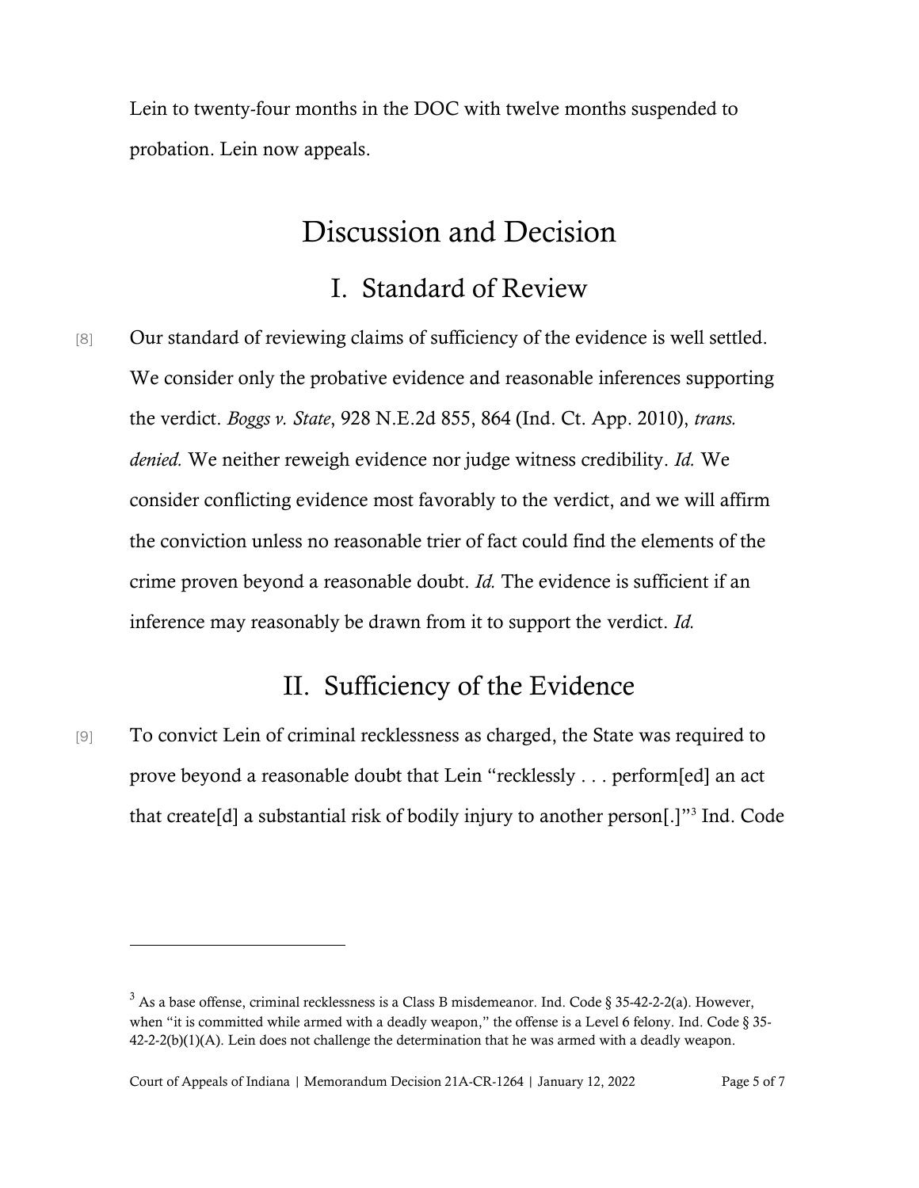Lein to twenty-four months in the DOC with twelve months suspended to probation. Lein now appeals.

# Discussion and Decision

## I. Standard of Review

[8] Our standard of reviewing claims of sufficiency of the evidence is well settled. We consider only the probative evidence and reasonable inferences supporting the verdict. *Boggs v. State*, 928 N.E.2d 855, 864 (Ind. Ct. App. 2010), *trans. denied.* We neither reweigh evidence nor judge witness credibility. *Id.* We consider conflicting evidence most favorably to the verdict, and we will affirm the conviction unless no reasonable trier of fact could find the elements of the crime proven beyond a reasonable doubt. *Id.* The evidence is sufficient if an inference may reasonably be drawn from it to support the verdict. *Id.*

## II. Sufficiency of the Evidence

[9] To convict Lein of criminal recklessness as charged, the State was required to prove beyond a reasonable doubt that Lein "recklessly . . . perform[ed] an act that create[d] a substantial risk of bodily injury to another person[.]"[3] Ind. Code

---

[3] As a base offense, criminal recklessness is a Class B misdemeanor. Ind. Code § 35-42-2-2(a). However, when "it is committed while armed with a deadly weapon," the offense is a Level 6 felony. Ind. Code § 35-42-2-2(b)(1)(A). Lein does not challenge the determination that he was armed with a deadly weapon.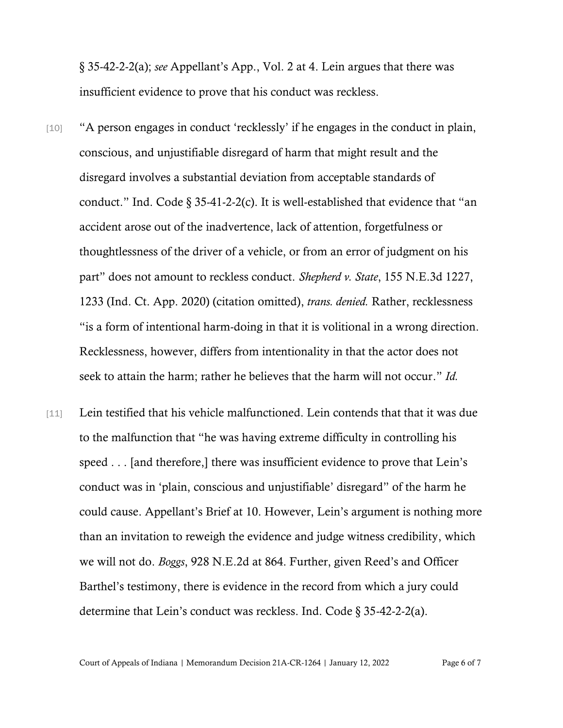§ 35-42-2-2(a); *see* Appellant's App., Vol. 2 at 4. Lein argues that there was insufficient evidence to prove that his conduct was reckless.

[10] "A person engages in conduct 'recklessly' if he engages in the conduct in plain, conscious, and unjustifiable disregard of harm that might result and the disregard involves a substantial deviation from acceptable standards of conduct." Ind. Code § 35-41-2-2(c). It is well-established that evidence that "an accident arose out of the inadvertence, lack of attention, forgetfulness or thoughtlessness of the driver of a vehicle, or from an error of judgment on his part" does not amount to reckless conduct. *Shepherd v. State*, 155 N.E.3d 1227, 1233 (Ind. Ct. App. 2020) (citation omitted), *trans. denied.* Rather, recklessness "is a form of intentional harm-doing in that it is volitional in a wrong direction. Recklessness, however, differs from intentionality in that the actor does not seek to attain the harm; rather he believes that the harm will not occur." *Id.*

[11] Lein testified that his vehicle malfunctioned. Lein contends that that it was due to the malfunction that "he was having extreme difficulty in controlling his speed . . . [and therefore,] there was insufficient evidence to prove that Lein's conduct was in 'plain, conscious and unjustifiable' disregard" of the harm he could cause. Appellant's Brief at 10. However, Lein's argument is nothing more than an invitation to reweigh the evidence and judge witness credibility, which we will not do. *Boggs*, 928 N.E.2d at 864. Further, given Reed's and Officer Barthel's testimony, there is evidence in the record from which a jury could determine that Lein's conduct was reckless. Ind. Code § 35-42-2-2(a).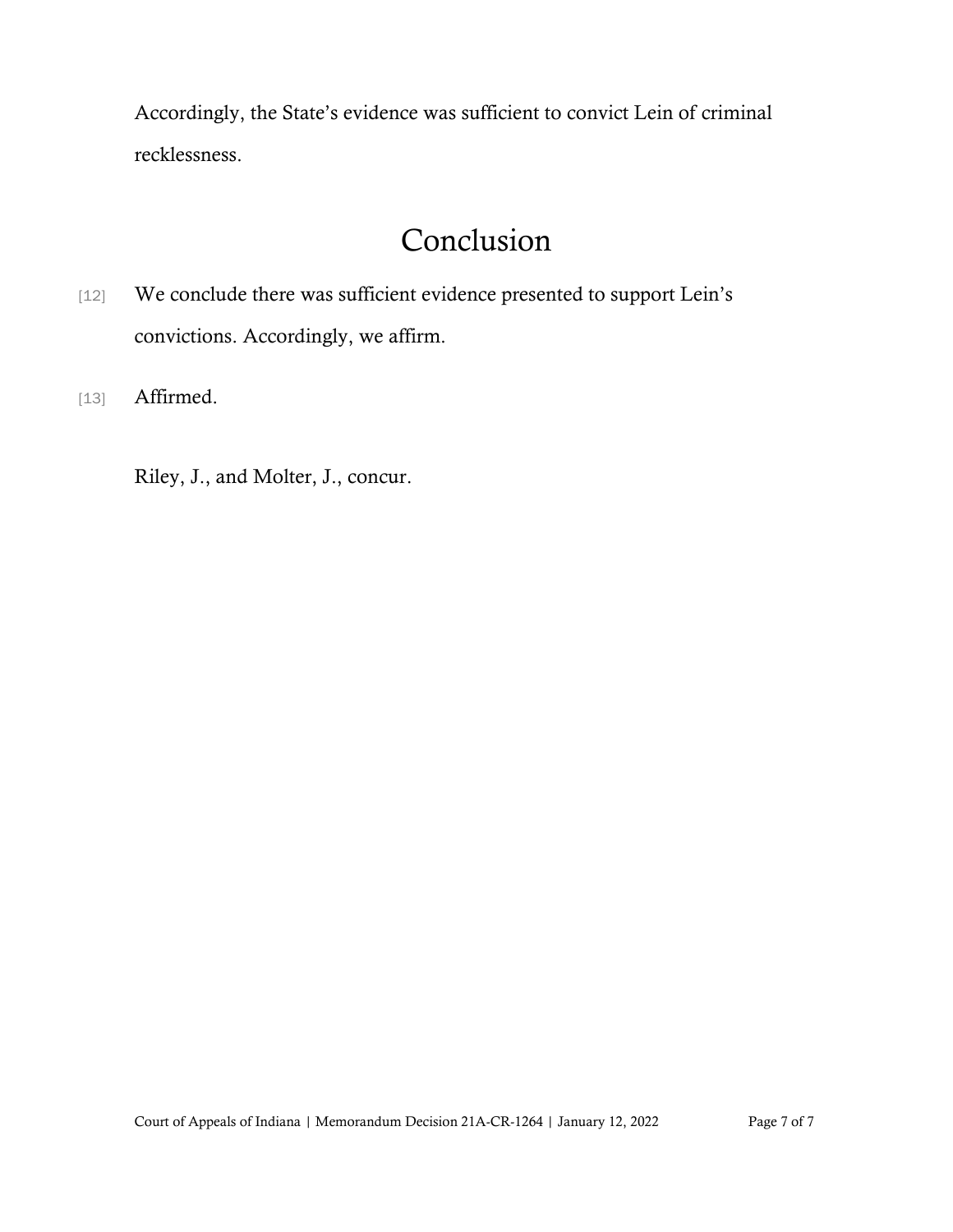Accordingly, the State's evidence was sufficient to convict Lein of criminal recklessness.

# Conclusion

[12] We conclude there was sufficient evidence presented to support Lein's convictions. Accordingly, we affirm.

[13] Affirmed.

Riley, J., and Molter, J., concur.